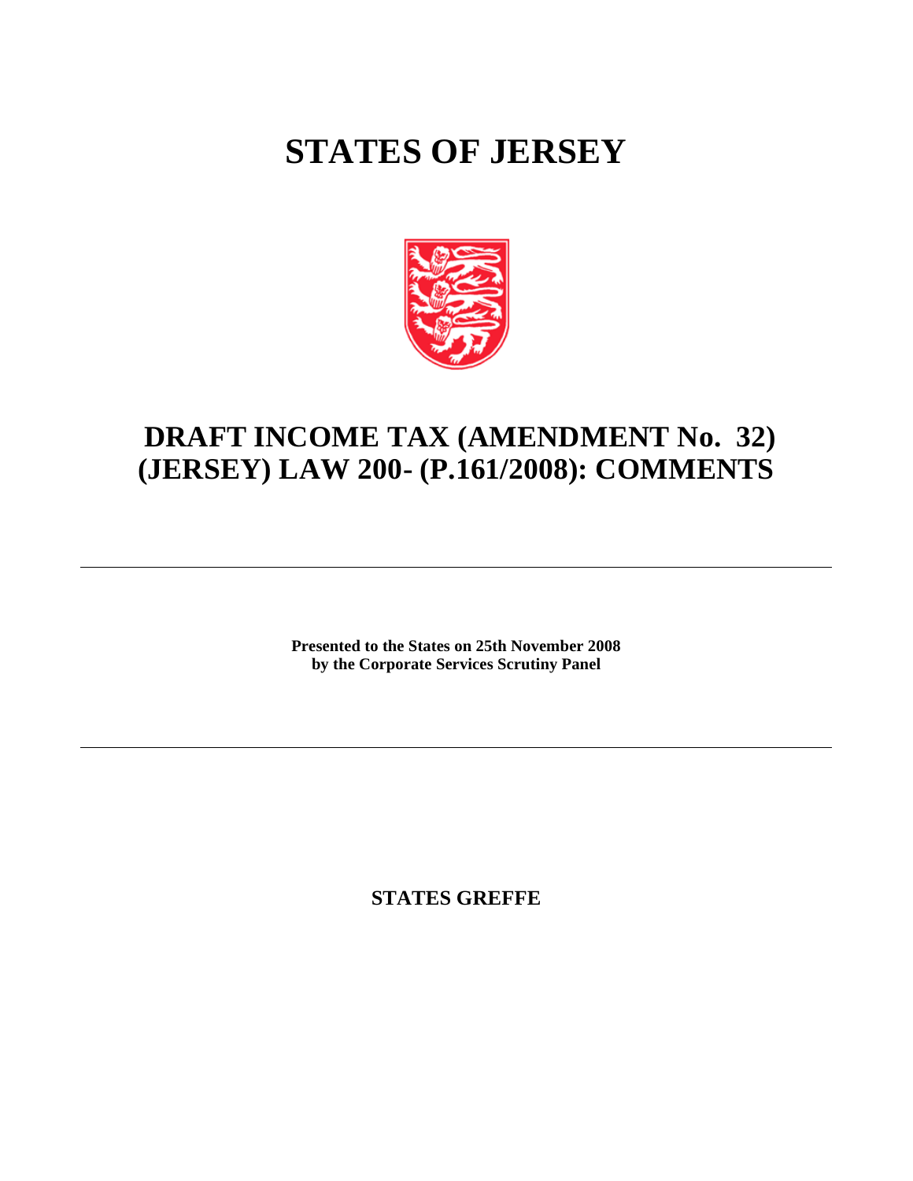# STATES OF JERSEY

## DRAFT INCOME TAX (AMENDMENT No. 32) (JERSEY) LAW 200- (P.161/2008): COMMENTS

---

**Presented to the States on 25th November 2008**
**by the Corporate Services Scrutiny Panel**

---

**STATES GREFFE**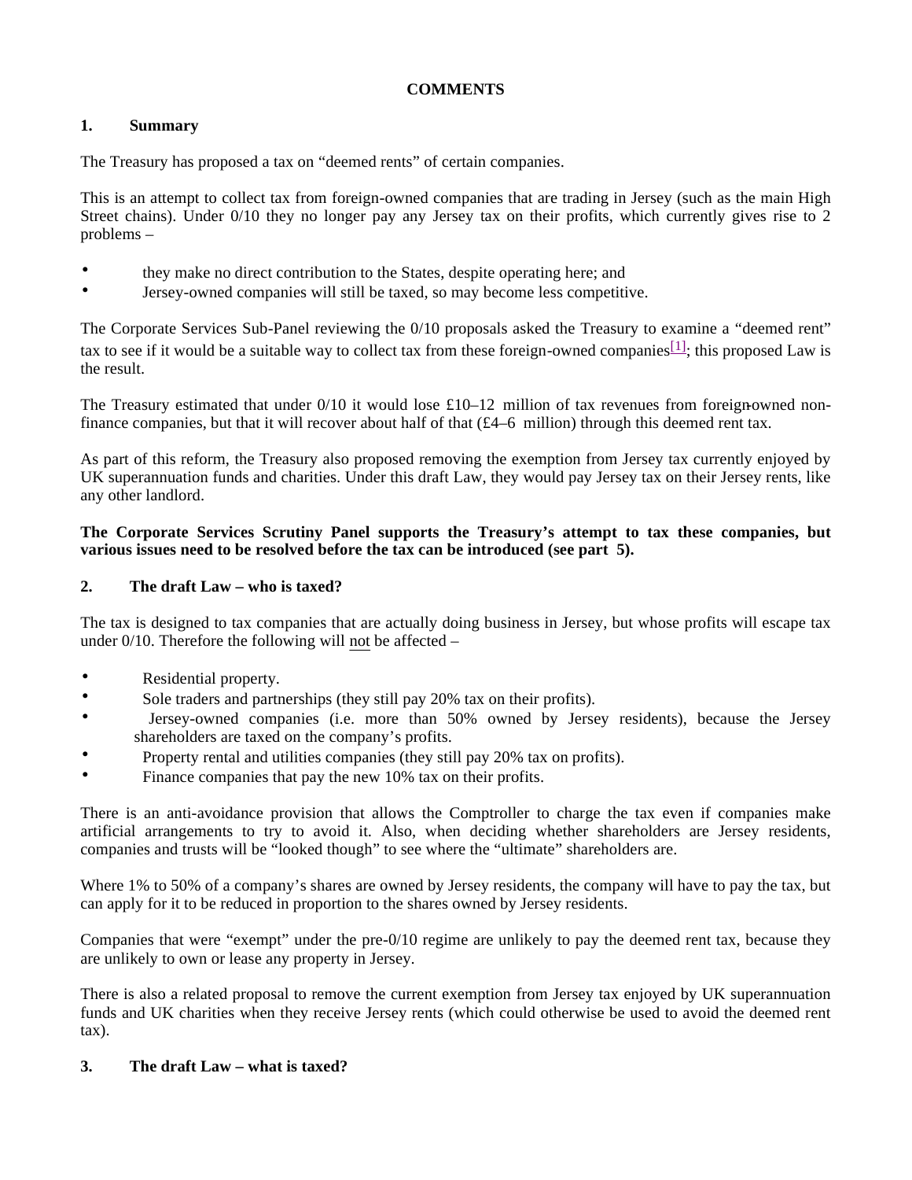**COMMENTS**

## 1. Summary

The Treasury has proposed a tax on "deemed rents" of certain companies.

This is an attempt to collect tax from foreign-owned companies that are trading in Jersey (such as the main High Street chains). Under 0/10 they no longer pay any Jersey tax on their profits, which currently gives rise to 2 problems –

- they make no direct contribution to the States, despite operating here; and
- Jersey-owned companies will still be taxed, so may become less competitive.

The Corporate Services Sub-Panel reviewing the 0/10 proposals asked the Treasury to examine a "deemed rent" tax to see if it would be a suitable way to collect tax from these foreign-owned companies[1]; this proposed Law is the result.

The Treasury estimated that under 0/10 it would lose £10–12 million of tax revenues from foreign-owned non-finance companies, but that it will recover about half of that (£4–6 million) through this deemed rent tax.

As part of this reform, the Treasury also proposed removing the exemption from Jersey tax currently enjoyed by UK superannuation funds and charities. Under this draft Law, they would pay Jersey tax on their Jersey rents, like any other landlord.

**The Corporate Services Scrutiny Panel supports the Treasury's attempt to tax these companies, but various issues need to be resolved before the tax can be introduced (see part 5).**

## 2. The draft Law – who is taxed?

The tax is designed to tax companies that are actually doing business in Jersey, but whose profits will escape tax under 0/10. Therefore the following will not be affected –

- Residential property.
- Sole traders and partnerships (they still pay 20% tax on their profits).
- Jersey-owned companies (i.e. more than 50% owned by Jersey residents), because the Jersey shareholders are taxed on the company's profits.
- Property rental and utilities companies (they still pay 20% tax on profits).
- Finance companies that pay the new 10% tax on their profits.

There is an anti-avoidance provision that allows the Comptroller to charge the tax even if companies make artificial arrangements to try to avoid it. Also, when deciding whether shareholders are Jersey residents, companies and trusts will be "looked though" to see where the "ultimate" shareholders are.

Where 1% to 50% of a company's shares are owned by Jersey residents, the company will have to pay the tax, but can apply for it to be reduced in proportion to the shares owned by Jersey residents.

Companies that were "exempt" under the pre-0/10 regime are unlikely to pay the deemed rent tax, because they are unlikely to own or lease any property in Jersey.

There is also a related proposal to remove the current exemption from Jersey tax enjoyed by UK superannuation funds and UK charities when they receive Jersey rents (which could otherwise be used to avoid the deemed rent tax).

## 3. The draft Law – what is taxed?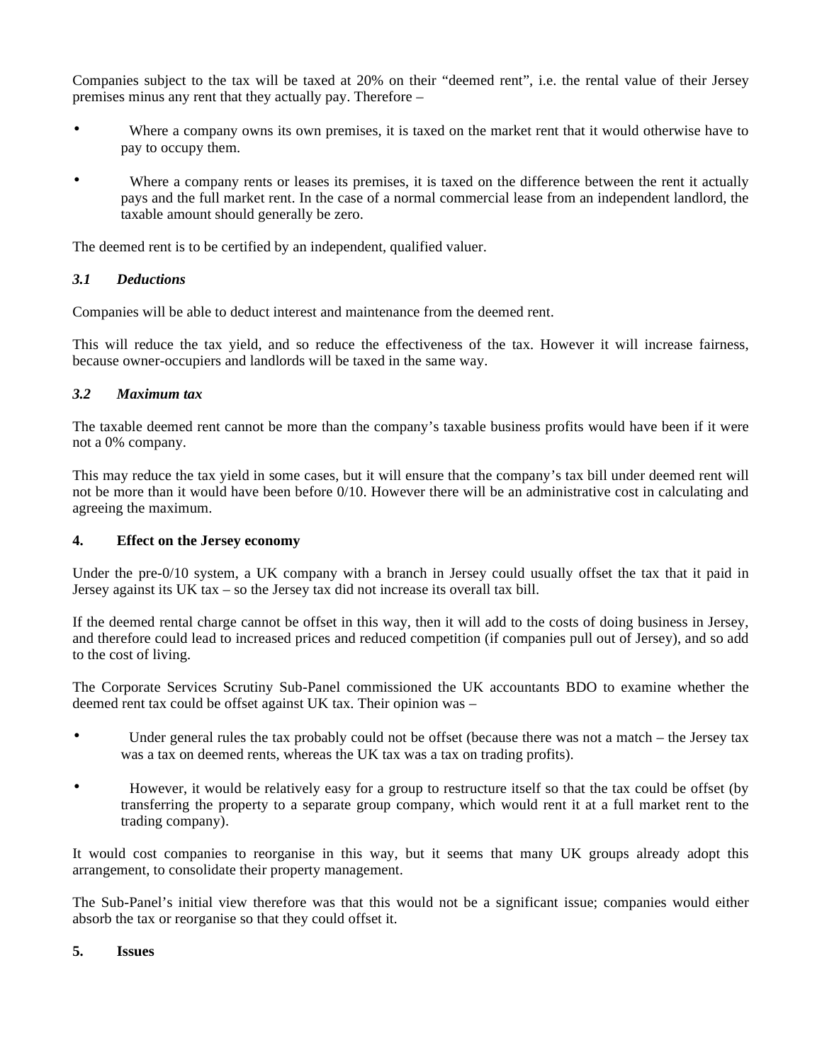Companies subject to the tax will be taxed at 20% on their "deemed rent", i.e. the rental value of their Jersey premises minus any rent that they actually pay. Therefore –

- Where a company owns its own premises, it is taxed on the market rent that it would otherwise have to pay to occupy them.
- Where a company rents or leases its premises, it is taxed on the difference between the rent it actually pays and the full market rent. In the case of a normal commercial lease from an independent landlord, the taxable amount should generally be zero.

The deemed rent is to be certified by an independent, qualified valuer.

### *3.1 Deductions*

Companies will be able to deduct interest and maintenance from the deemed rent.

This will reduce the tax yield, and so reduce the effectiveness of the tax. However it will increase fairness, because owner-occupiers and landlords will be taxed in the same way.

### *3.2 Maximum tax*

The taxable deemed rent cannot be more than the company's taxable business profits would have been if it were not a 0% company.

This may reduce the tax yield in some cases, but it will ensure that the company's tax bill under deemed rent will not be more than it would have been before 0/10. However there will be an administrative cost in calculating and agreeing the maximum.

## **4. Effect on the Jersey economy**

Under the pre-0/10 system, a UK company with a branch in Jersey could usually offset the tax that it paid in Jersey against its UK tax – so the Jersey tax did not increase its overall tax bill.

If the deemed rental charge cannot be offset in this way, then it will add to the costs of doing business in Jersey, and therefore could lead to increased prices and reduced competition (if companies pull out of Jersey), and so add to the cost of living.

The Corporate Services Scrutiny Sub-Panel commissioned the UK accountants BDO to examine whether the deemed rent tax could be offset against UK tax. Their opinion was –

- Under general rules the tax probably could not be offset (because there was not a match – the Jersey tax was a tax on deemed rents, whereas the UK tax was a tax on trading profits).
- However, it would be relatively easy for a group to restructure itself so that the tax could be offset (by transferring the property to a separate group company, which would rent it at a full market rent to the trading company).

It would cost companies to reorganise in this way, but it seems that many UK groups already adopt this arrangement, to consolidate their property management.

The Sub-Panel's initial view therefore was that this would not be a significant issue; companies would either absorb the tax or reorganise so that they could offset it.

## **5. Issues**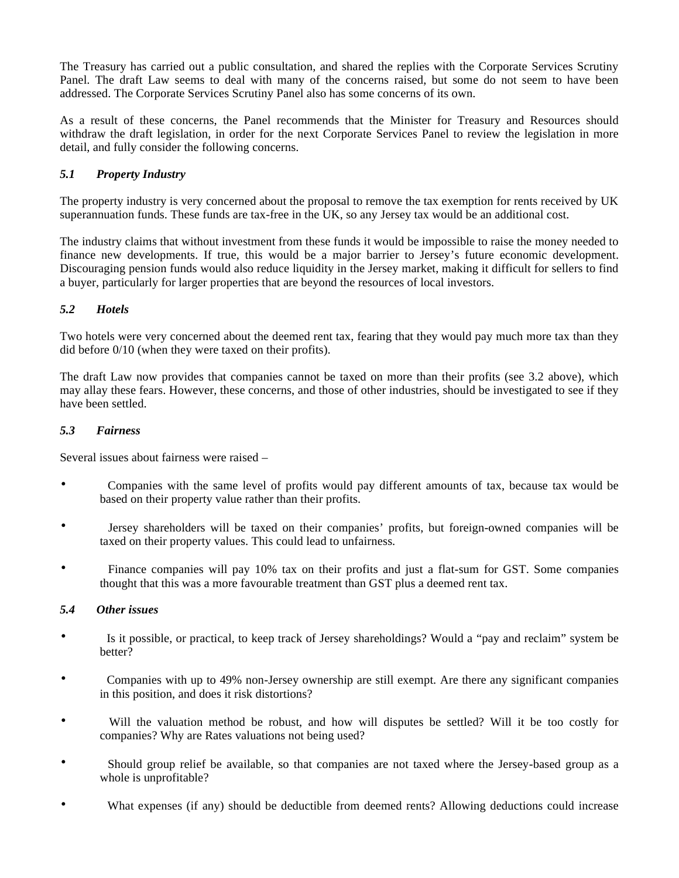The Treasury has carried out a public consultation, and shared the replies with the Corporate Services Scrutiny Panel. The draft Law seems to deal with many of the concerns raised, but some do not seem to have been addressed. The Corporate Services Scrutiny Panel also has some concerns of its own.

As a result of these concerns, the Panel recommends that the Minister for Treasury and Resources should withdraw the draft legislation, in order for the next Corporate Services Panel to review the legislation in more detail, and fully consider the following concerns.

### *5.1 Property Industry*

The property industry is very concerned about the proposal to remove the tax exemption for rents received by UK superannuation funds. These funds are tax-free in the UK, so any Jersey tax would be an additional cost.

The industry claims that without investment from these funds it would be impossible to raise the money needed to finance new developments. If true, this would be a major barrier to Jersey's future economic development. Discouraging pension funds would also reduce liquidity in the Jersey market, making it difficult for sellers to find a buyer, particularly for larger properties that are beyond the resources of local investors.

### *5.2 Hotels*

Two hotels were very concerned about the deemed rent tax, fearing that they would pay much more tax than they did before 0/10 (when they were taxed on their profits).

The draft Law now provides that companies cannot be taxed on more than their profits (see 3.2 above), which may allay these fears. However, these concerns, and those of other industries, should be investigated to see if they have been settled.

### *5.3 Fairness*

Several issues about fairness were raised –

- Companies with the same level of profits would pay different amounts of tax, because tax would be based on their property value rather than their profits.
- Jersey shareholders will be taxed on their companies' profits, but foreign-owned companies will be taxed on their property values. This could lead to unfairness.
- Finance companies will pay 10% tax on their profits and just a flat-sum for GST. Some companies thought that this was a more favourable treatment than GST plus a deemed rent tax.

### *5.4 Other issues*

- Is it possible, or practical, to keep track of Jersey shareholdings? Would a "pay and reclaim" system be better?
- Companies with up to 49% non-Jersey ownership are still exempt. Are there any significant companies in this position, and does it risk distortions?
- Will the valuation method be robust, and how will disputes be settled? Will it be too costly for companies? Why are Rates valuations not being used?
- Should group relief be available, so that companies are not taxed where the Jersey-based group as a whole is unprofitable?
- What expenses (if any) should be deductible from deemed rents? Allowing deductions could increase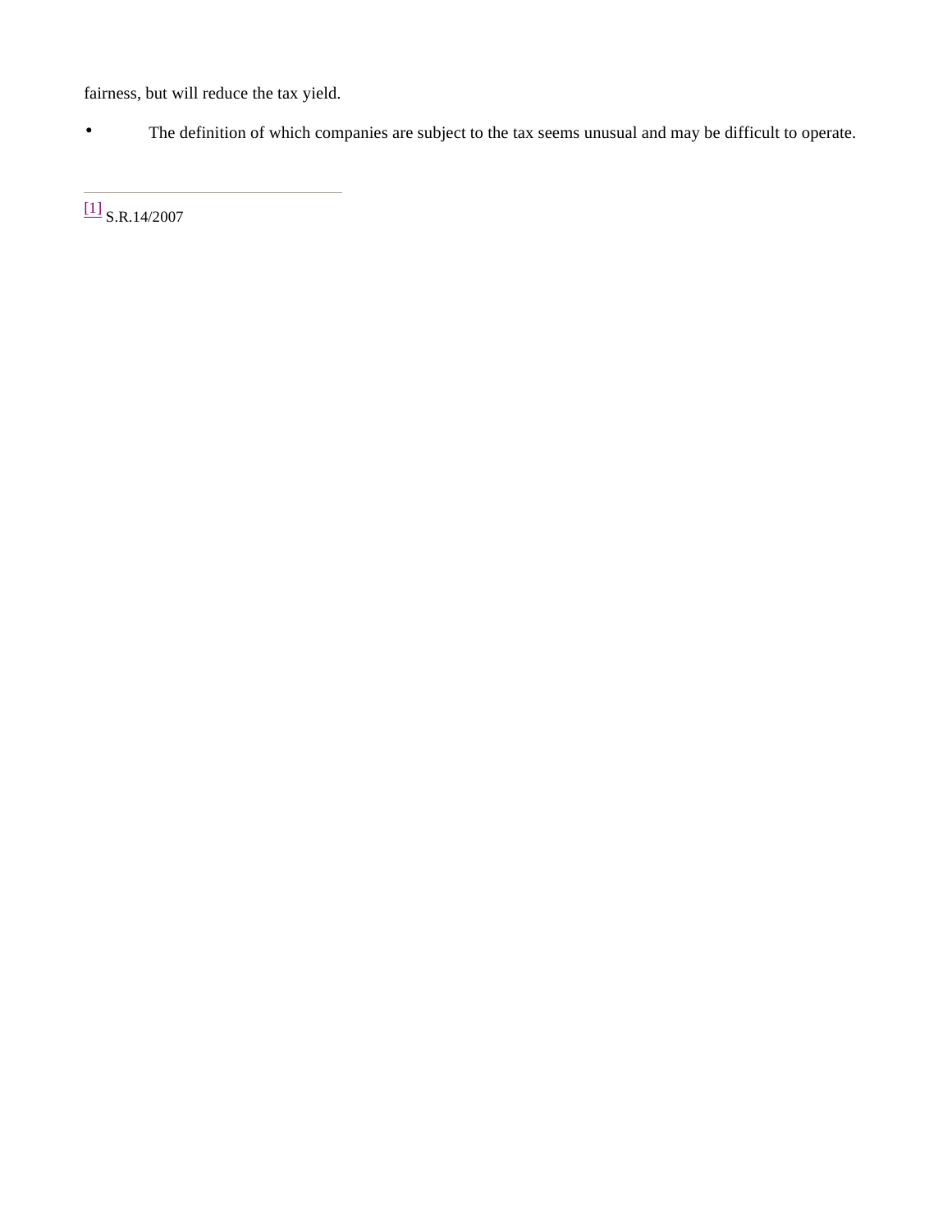fairness, but will reduce the tax yield.

- The definition of which companies are subject to the tax seems unusual and may be difficult to operate.

---

[1] S.R.14/2007